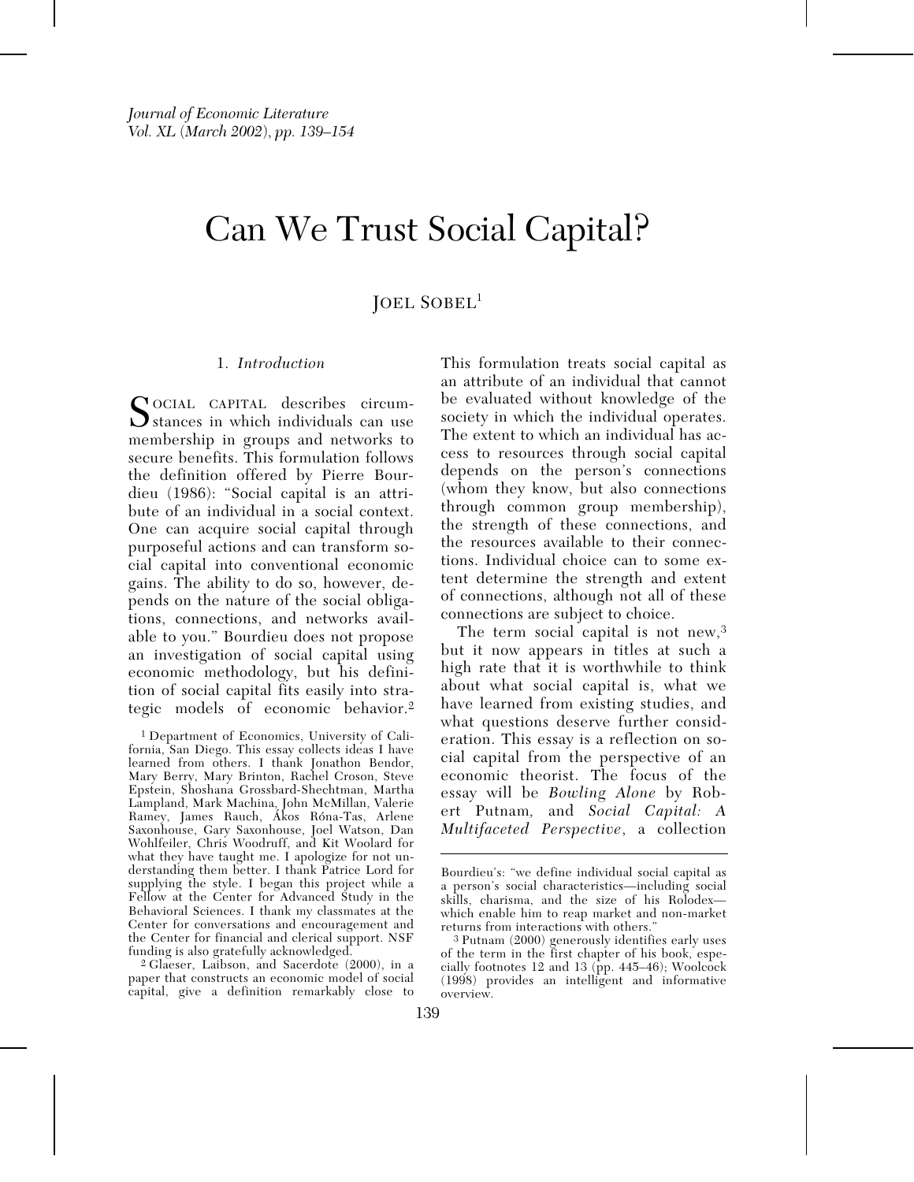# Can We Trust Social Capital?

JOEL SOBEL[1]

## 1. *Introduction*

SOCIAL CAPITAL describes circumstances in which individuals can use membership in groups and networks to secure benefits. This formulation follows the definition offered by Pierre Bourdieu (1986): "Social capital is an attribute of an individual in a social context. One can acquire social capital through purposeful actions and can transform social capital into conventional economic gains. The ability to do so, however, depends on the nature of the social obligations, connections, and networks available to you." Bourdieu does not propose an investigation of social capital using economic methodology, but his definition of social capital fits easily into strategic models of economic behavior.[2] This formulation treats social capital as an attribute of an individual that cannot be evaluated without knowledge of the society in which the individual operates. The extent to which an individual has access to resources through social capital depends on the person's connections (whom they know, but also connections through common group membership), the strength of these connections, and the resources available to their connections. Individual choice can to some extent determine the strength and extent of connections, although not all of these connections are subject to choice.

The term social capital is not new,[3] but it now appears in titles at such a high rate that it is worthwhile to think about what social capital is, what we have learned from existing studies, and what questions deserve further consideration. This essay is a reflection on social capital from the perspective of an economic theorist. The focus of the essay will be *Bowling Alone* by Robert Putnam, and *Social Capital: A Multifaceted Perspective*, a collection

---

[1] Department of Economics, University of California, San Diego. This essay collects ideas I have learned from others. I thank Jonathon Bendor, Mary Berry, Mary Brinton, Rachel Croson, Steve Epstein, Shoshana Grossbard-Shechtman, Martha Lampland, Mark Machina, John McMillan, Valerie Ramey, James Rauch, Ákos Róna-Tas, Arlene Saxonhouse, Gary Saxonhouse, Joel Watson, Dan Wohlfeiler, Chris Woodruff, and Kit Woolard for what they have taught me. I apologize for not understanding them better. I thank Patrice Lord for supplying the style. I began this project while a Fellow at the Center for Advanced Study in the Behavioral Sciences. I thank my classmates at the Center for conversations and encouragement and the Center for financial and clerical support. NSF funding is also gratefully acknowledged.

[2] Glaeser, Laibson, and Sacerdote (2000), in a paper that constructs an economic model of social capital, give a definition remarkably close to Bourdieu's: "we define individual social capital as a person's social characteristics—including social skills, charisma, and the size of his Rolodex—which enable him to reap market and non-market returns from interactions with others."

[3] Putnam (2000) generously identifies early uses of the term in the first chapter of his book, especially footnotes 12 and 13 (pp. 445–46); Woolcock (1998) provides an intelligent and informative overview.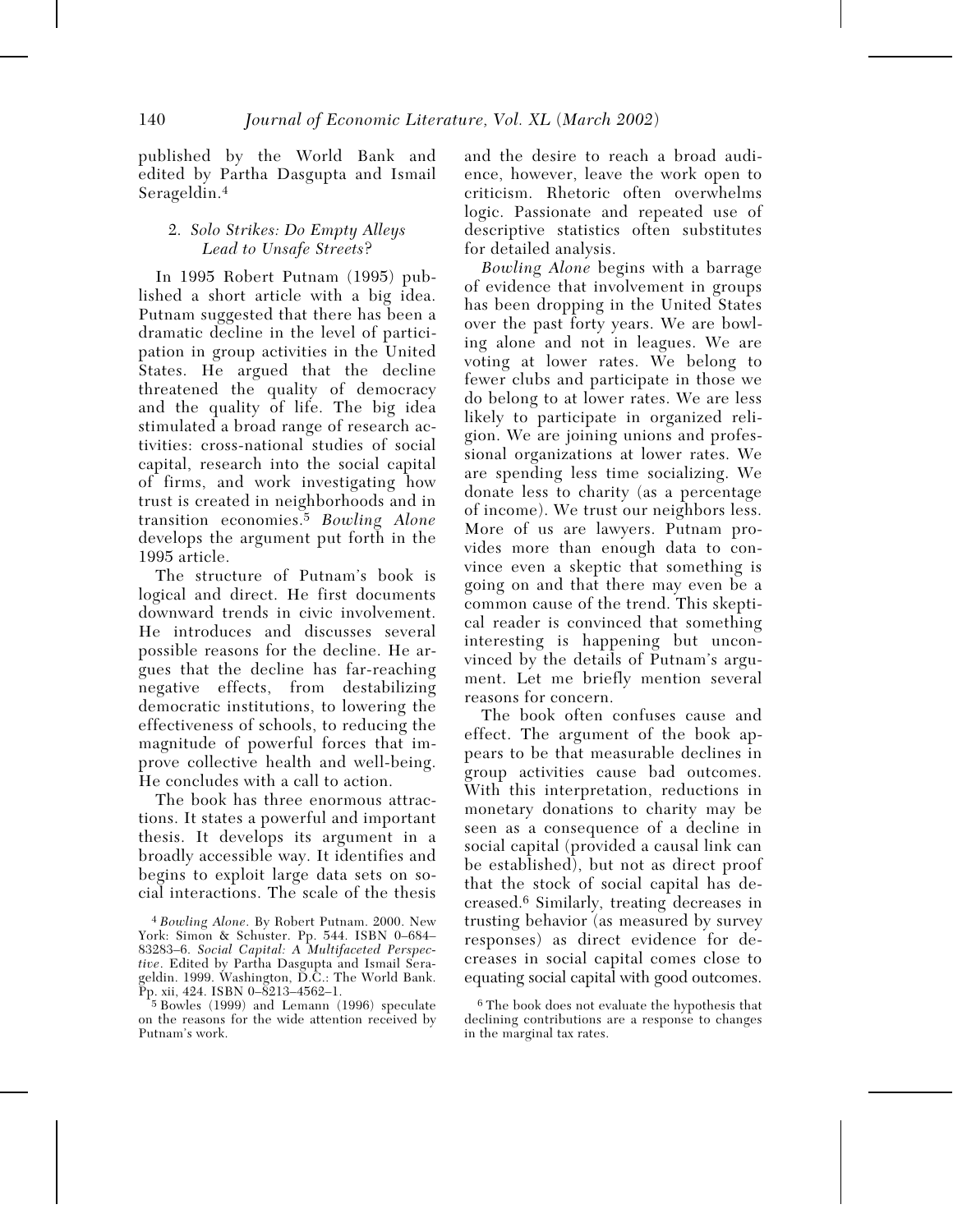published by the World Bank and edited by Partha Dasgupta and Ismail Serageldin.[4]

## 2. *Solo Strikes: Do Empty Alleys Lead to Unsafe Streets?*

In 1995 Robert Putnam (1995) published a short article with a big idea. Putnam suggested that there has been a dramatic decline in the level of participation in group activities in the United States. He argued that the decline threatened the quality of democracy and the quality of life. The big idea stimulated a broad range of research activities: cross-national studies of social capital, research into the social capital of firms, and work investigating how trust is created in neighborhoods and in transition economies.[5] *Bowling Alone* develops the argument put forth in the 1995 article.

The structure of Putnam's book is logical and direct. He first documents downward trends in civic involvement. He introduces and discusses several possible reasons for the decline. He argues that the decline has far-reaching negative effects, from destabilizing democratic institutions, to lowering the effectiveness of schools, to reducing the magnitude of powerful forces that improve collective health and well-being. He concludes with a call to action.

The book has three enormous attractions. It states a powerful and important thesis. It develops its argument in a broadly accessible way. It identifies and begins to exploit large data sets on social interactions. The scale of the thesis and the desire to reach a broad audience, however, leave the work open to criticism. Rhetoric often overwhelms logic. Passionate and repeated use of descriptive statistics often substitutes for detailed analysis.

*Bowling Alone* begins with a barrage of evidence that involvement in groups has been dropping in the United States over the past forty years. We are bowling alone and not in leagues. We are voting at lower rates. We belong to fewer clubs and participate in those we do belong to at lower rates. We are less likely to participate in organized religion. We are joining unions and professional organizations at lower rates. We are spending less time socializing. We donate less to charity (as a percentage of income). We trust our neighbors less. More of us are lawyers. Putnam provides more than enough data to convince even a skeptic that something is going on and that there may even be a common cause of the trend. This skeptical reader is convinced that something interesting is happening but unconvinced by the details of Putnam's argument. Let me briefly mention several reasons for concern.

The book often confuses cause and effect. The argument of the book appears to be that measurable declines in group activities cause bad outcomes. With this interpretation, reductions in monetary donations to charity may be seen as a consequence of a decline in social capital (provided a causal link can be established), but not as direct proof that the stock of social capital has decreased.[6] Similarly, treating decreases in trusting behavior (as measured by survey responses) as direct evidence for decreases in social capital comes close to equating social capital with good outcomes.

[4] *Bowling Alone*. By Robert Putnam. 2000. New York: Simon & Schuster. Pp. 544. ISBN 0–684–83283–6. *Social Capital: A Multifaceted Perspective*. Edited by Partha Dasgupta and Ismail Serageldin. 1999. Washington, D.C.: The World Bank. Pp. xii, 424. ISBN 0–8213–4562–1.

[5] Bowles (1999) and Lemann (1996) speculate on the reasons for the wide attention received by Putnam's work.

[6] The book does not evaluate the hypothesis that declining contributions are a response to changes in the marginal tax rates.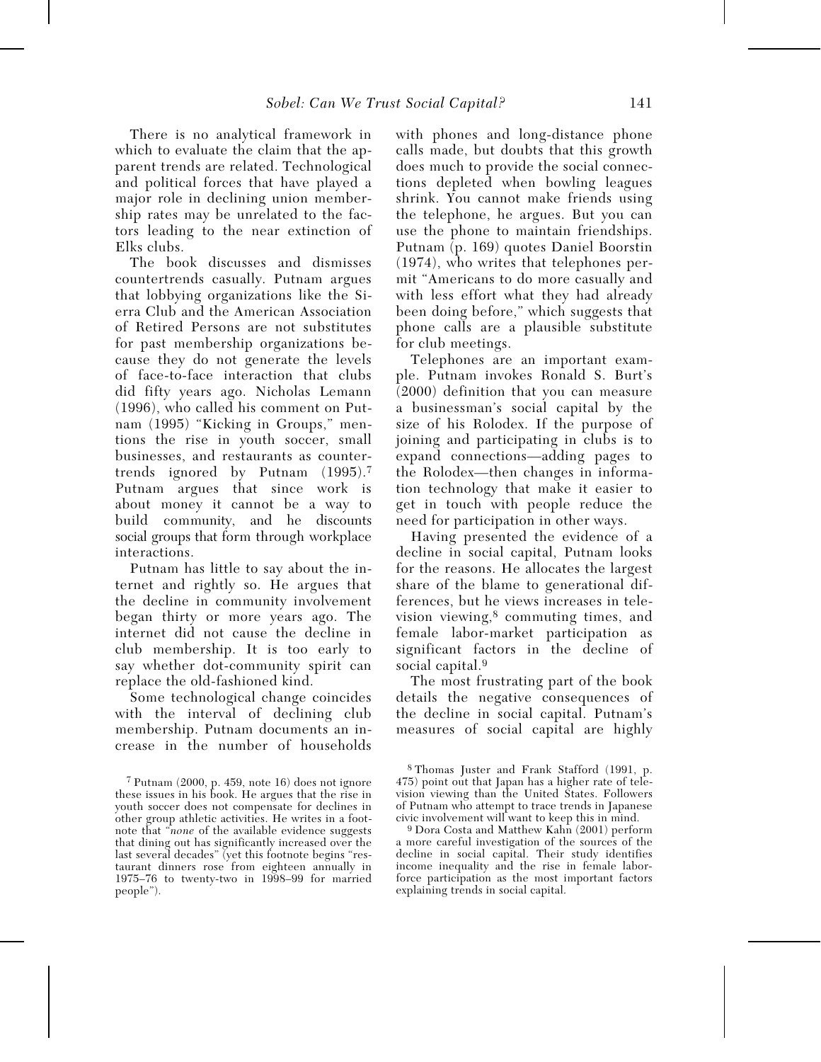There is no analytical framework in which to evaluate the claim that the apparent trends are related. Technological and political forces that have played a major role in declining union membership rates may be unrelated to the factors leading to the near extinction of Elks clubs.

The book discusses and dismisses countertrends casually. Putnam argues that lobbying organizations like the Sierra Club and the American Association of Retired Persons are not substitutes for past membership organizations because they do not generate the levels of face-to-face interaction that clubs did fifty years ago. Nicholas Lemann (1996), who called his comment on Putnam (1995) "Kicking in Groups," mentions the rise in youth soccer, small businesses, and restaurants as countertrends ignored by Putnam (1995).[7] Putnam argues that since work is about money it cannot be a way to build community, and he discounts social groups that form through workplace interactions.

Putnam has little to say about the internet and rightly so. He argues that the decline in community involvement began thirty or more years ago. The internet did not cause the decline in club membership. It is too early to say whether dot-community spirit can replace the old-fashioned kind.

Some technological change coincides with the interval of declining club membership. Putnam documents an increase in the number of households with phones and long-distance phone calls made, but doubts that this growth does much to provide the social connections depleted when bowling leagues shrink. You cannot make friends using the telephone, he argues. But you can use the phone to maintain friendships. Putnam (p. 169) quotes Daniel Boorstin (1974), who writes that telephones permit "Americans to do more casually and with less effort what they had already been doing before," which suggests that phone calls are a plausible substitute for club meetings.

Telephones are an important example. Putnam invokes Ronald S. Burt's (2000) definition that you can measure a businessman's social capital by the size of his Rolodex. If the purpose of joining and participating in clubs is to expand connections—adding pages to the Rolodex—then changes in information technology that make it easier to get in touch with people reduce the need for participation in other ways.

Having presented the evidence of a decline in social capital, Putnam looks for the reasons. He allocates the largest share of the blame to generational differences, but he views increases in television viewing,[8] commuting times, and female labor-market participation as significant factors in the decline of social capital.[9]

The most frustrating part of the book details the negative consequences of the decline in social capital. Putnam's measures of social capital are highly

[7] Putnam (2000, p. 459, note 16) does not ignore these issues in his book. He argues that the rise in youth soccer does not compensate for declines in other group athletic activities. He writes in a footnote that "*none* of the available evidence suggests that dining out has significantly increased over the last several decades" (yet this footnote begins "restaurant dinners rose from eighteen annually in 1975–76 to twenty-two in 1998–99 for married people").

[8] Thomas Juster and Frank Stafford (1991, p. 475) point out that Japan has a higher rate of television viewing than the United States. Followers of Putnam who attempt to trace trends in Japanese civic involvement will want to keep this in mind.

[9] Dora Costa and Matthew Kahn (2001) perform a more careful investigation of the sources of the decline in social capital. Their study identifies income inequality and the rise in female labor-force participation as the most important factors explaining trends in social capital.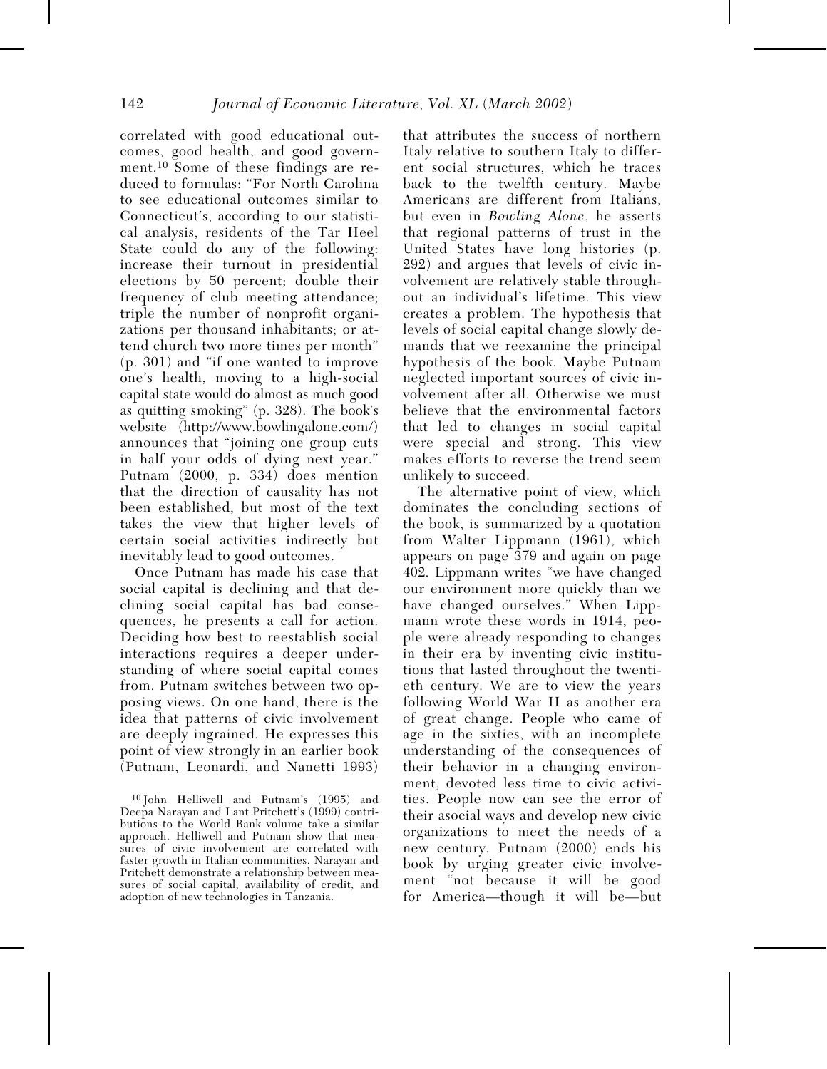correlated with good educational outcomes, good health, and good government.[10] Some of these findings are reduced to formulas: "For North Carolina to see educational outcomes similar to Connecticut's, according to our statistical analysis, residents of the Tar Heel State could do any of the following: increase their turnout in presidential elections by 50 percent; double their frequency of club meeting attendance; triple the number of nonprofit organizations per thousand inhabitants; or attend church two more times per month" (p. 301) and "if one wanted to improve one's health, moving to a high-social capital state would do almost as much good as quitting smoking" (p. 328). The book's website (http://www.bowlingalone.com/) announces that "joining one group cuts in half your odds of dying next year." Putnam (2000, p. 334) does mention that the direction of causality has not been established, but most of the text takes the view that higher levels of certain social activities indirectly but inevitably lead to good outcomes.

Once Putnam has made his case that social capital is declining and that declining social capital has bad consequences, he presents a call for action. Deciding how best to reestablish social interactions requires a deeper understanding of where social capital comes from. Putnam switches between two opposing views. On one hand, there is the idea that patterns of civic involvement are deeply ingrained. He expresses this point of view strongly in an earlier book (Putnam, Leonardi, and Nanetti 1993) that attributes the success of northern Italy relative to southern Italy to different social structures, which he traces back to the twelfth century. Maybe Americans are different from Italians, but even in *Bowling Alone*, he asserts that regional patterns of trust in the United States have long histories (p. 292) and argues that levels of civic involvement are relatively stable throughout an individual's lifetime. This view creates a problem. The hypothesis that levels of social capital change slowly demands that we reexamine the principal hypothesis of the book. Maybe Putnam neglected important sources of civic involvement after all. Otherwise we must believe that the environmental factors that led to changes in social capital were special and strong. This view makes efforts to reverse the trend seem unlikely to succeed.

The alternative point of view, which dominates the concluding sections of the book, is summarized by a quotation from Walter Lippmann (1961), which appears on page 379 and again on page 402. Lippmann writes "we have changed our environment more quickly than we have changed ourselves." When Lippmann wrote these words in 1914, people were already responding to changes in their era by inventing civic institutions that lasted throughout the twentieth century. We are to view the years following World War II as another era of great change. People who came of age in the sixties, with an incomplete understanding of the consequences of their behavior in a changing environment, devoted less time to civic activities. People now can see the error of their asocial ways and develop new civic organizations to meet the needs of a new century. Putnam (2000) ends his book by urging greater civic involvement "not because it will be good for America—though it will be—but

[10] John Helliwell and Putnam's (1995) and Deepa Narayan and Lant Pritchett's (1999) contributions to the World Bank volume take a similar approach. Helliwell and Putnam show that measures of civic involvement are correlated with faster growth in Italian communities. Narayan and Pritchett demonstrate a relationship between measures of social capital, availability of credit, and adoption of new technologies in Tanzania.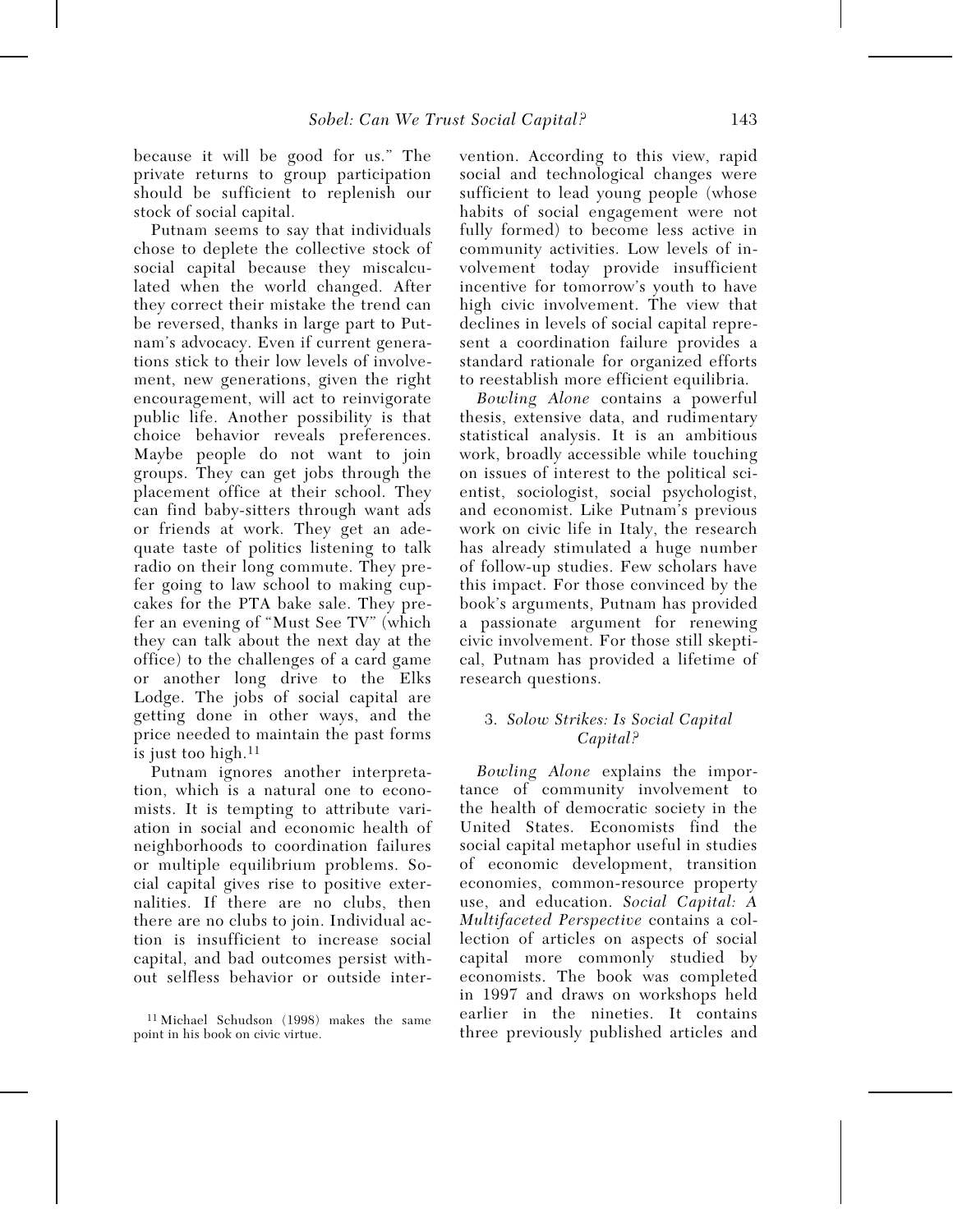because it will be good for us." The private returns to group participation should be sufficient to replenish our stock of social capital.

Putnam seems to say that individuals chose to deplete the collective stock of social capital because they miscalculated when the world changed. After they correct their mistake the trend can be reversed, thanks in large part to Putnam's advocacy. Even if current generations stick to their low levels of involvement, new generations, given the right encouragement, will act to reinvigorate public life. Another possibility is that choice behavior reveals preferences. Maybe people do not want to join groups. They can get jobs through the placement office at their school. They can find baby-sitters through want ads or friends at work. They get an adequate taste of politics listening to talk radio on their long commute. They prefer going to law school to making cupcakes for the PTA bake sale. They prefer an evening of "Must See TV" (which they can talk about the next day at the office) to the challenges of a card game or another long drive to the Elks Lodge. The jobs of social capital are getting done in other ways, and the price needed to maintain the past forms is just too high.[11]

Putnam ignores another interpretation, which is a natural one to economists. It is tempting to attribute variation in social and economic health of neighborhoods to coordination failures or multiple equilibrium problems. Social capital gives rise to positive externalities. If there are no clubs, then there are no clubs to join. Individual action is insufficient to increase social capital, and bad outcomes persist without selfless behavior or outside intervention. According to this view, rapid social and technological changes were sufficient to lead young people (whose habits of social engagement were not fully formed) to become less active in community activities. Low levels of involvement today provide insufficient incentive for tomorrow's youth to have high civic involvement. The view that declines in levels of social capital represent a coordination failure provides a standard rationale for organized efforts to reestablish more efficient equilibria.

*Bowling Alone* contains a powerful thesis, extensive data, and rudimentary statistical analysis. It is an ambitious work, broadly accessible while touching on issues of interest to the political scientist, sociologist, social psychologist, and economist. Like Putnam's previous work on civic life in Italy, the research has already stimulated a huge number of follow-up studies. Few scholars have this impact. For those convinced by the book's arguments, Putnam has provided a passionate argument for renewing civic involvement. For those still skeptical, Putnam has provided a lifetime of research questions.

### 3. *Solow Strikes: Is Social Capital Capital?*

*Bowling Alone* explains the importance of community involvement to the health of democratic society in the United States. Economists find the social capital metaphor useful in studies of economic development, transition economies, common-resource property use, and education. *Social Capital: A Multifaceted Perspective* contains a collection of articles on aspects of social capital more commonly studied by economists. The book was completed in 1997 and draws on workshops held earlier in the nineties. It contains three previously published articles and

[11] Michael Schudson (1998) makes the same point in his book on civic virtue.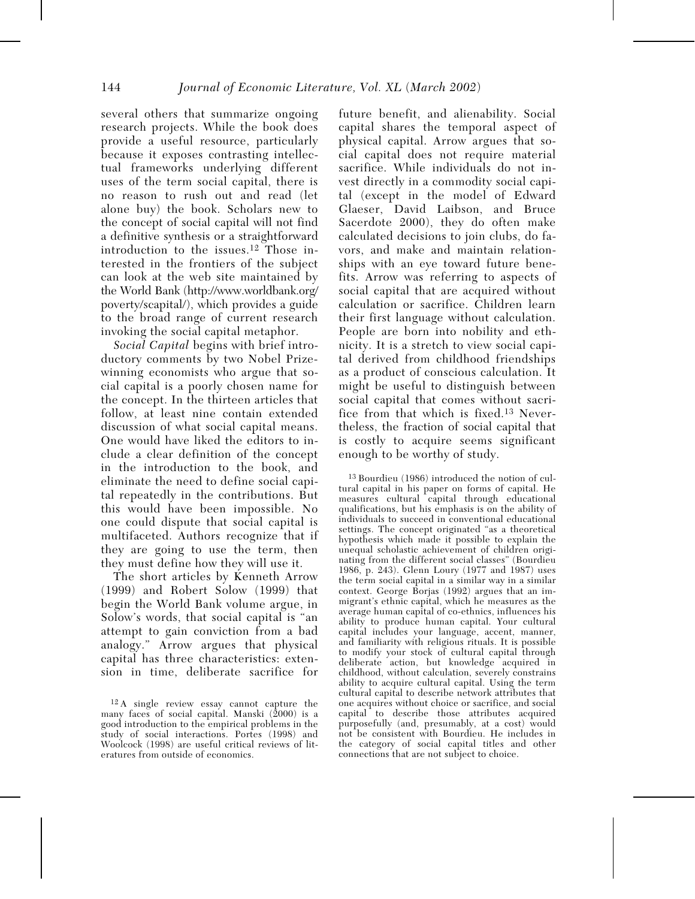several others that summarize ongoing research projects. While the book does provide a useful resource, particularly because it exposes contrasting intellectual frameworks underlying different uses of the term social capital, there is no reason to rush out and read (let alone buy) the book. Scholars new to the concept of social capital will not find a definitive synthesis or a straightforward introduction to the issues.[12] Those interested in the frontiers of the subject can look at the web site maintained by the World Bank (http://www.worldbank.org/poverty/scapital/), which provides a guide to the broad range of current research invoking the social capital metaphor.

*Social Capital* begins with brief introductory comments by two Nobel Prize-winning economists who argue that social capital is a poorly chosen name for the concept. In the thirteen articles that follow, at least nine contain extended discussion of what social capital means. One would have liked the editors to include a clear definition of the concept in the introduction to the book, and eliminate the need to define social capital repeatedly in the contributions. But this would have been impossible. No one could dispute that social capital is multifaceted. Authors recognize that if they are going to use the term, then they must define how they will use it.

The short articles by Kenneth Arrow (1999) and Robert Solow (1999) that begin the World Bank volume argue, in Solow's words, that social capital is "an attempt to gain conviction from a bad analogy." Arrow argues that physical capital has three characteristics: extension in time, deliberate sacrifice for future benefit, and alienability. Social capital shares the temporal aspect of physical capital. Arrow argues that social capital does not require material sacrifice. While individuals do not invest directly in a commodity social capital (except in the model of Edward Glaeser, David Laibson, and Bruce Sacerdote 2000), they do often make calculated decisions to join clubs, do favors, and make and maintain relationships with an eye toward future benefits. Arrow was referring to aspects of social capital that are acquired without calculation or sacrifice. Children learn their first language without calculation. People are born into nobility and ethnicity. It is a stretch to view social capital derived from childhood friendships as a product of conscious calculation. It might be useful to distinguish between social capital that comes without sacrifice from that which is fixed.[13] Nevertheless, the fraction of social capital that is costly to acquire seems significant enough to be worthy of study.

[12] A single review essay cannot capture the many faces of social capital. Manski (2000) is a good introduction to the empirical problems in the study of social interactions. Portes (1998) and Woolcock (1998) are useful critical reviews of literatures from outside of economics.

[13] Bourdieu (1986) introduced the notion of cultural capital in his paper on forms of capital. He measures cultural capital through educational qualifications, but his emphasis is on the ability of individuals to succeed in conventional educational settings. The concept originated "as a theoretical hypothesis which made it possible to explain the unequal scholastic achievement of children originating from the different social classes" (Bourdieu 1986, p. 243). Glenn Loury (1977 and 1987) uses the term social capital in a similar way in a similar context. George Borjas (1992) argues that an immigrant's ethnic capital, which he measures as the average human capital of co-ethnics, influences his ability to produce human capital. Your cultural capital includes your language, accent, manner, and familiarity with religious rituals. It is possible to modify your stock of cultural capital through deliberate action, but knowledge acquired in childhood, without calculation, severely constrains ability to acquire cultural capital. Using the term cultural capital to describe network attributes that one acquires without choice or sacrifice, and social capital to describe those attributes acquired purposefully (and, presumably, at a cost) would not be consistent with Bourdieu. He includes in the category of social capital titles and other connections that are not subject to choice.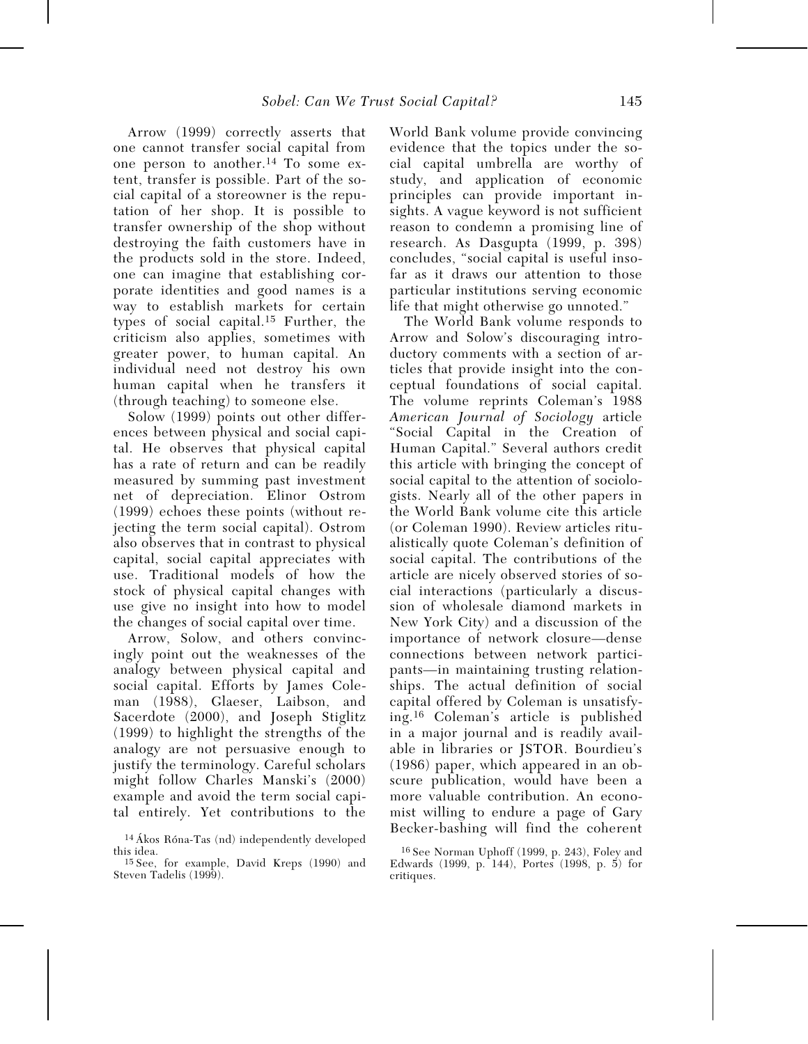Arrow (1999) correctly asserts that one cannot transfer social capital from one person to another.[14] To some extent, transfer is possible. Part of the social capital of a storeowner is the reputation of her shop. It is possible to transfer ownership of the shop without destroying the faith customers have in the products sold in the store. Indeed, one can imagine that establishing corporate identities and good names is a way to establish markets for certain types of social capital.[15] Further, the criticism also applies, sometimes with greater power, to human capital. An individual need not destroy his own human capital when he transfers it (through teaching) to someone else.

Solow (1999) points out other differences between physical and social capital. He observes that physical capital has a rate of return and can be readily measured by summing past investment net of depreciation. Elinor Ostrom (1999) echoes these points (without rejecting the term social capital). Ostrom also observes that in contrast to physical capital, social capital appreciates with use. Traditional models of how the stock of physical capital changes with use give no insight into how to model the changes of social capital over time.

Arrow, Solow, and others convincingly point out the weaknesses of the analogy between physical capital and social capital. Efforts by James Coleman (1988), Glaeser, Laibson, and Sacerdote (2000), and Joseph Stiglitz (1999) to highlight the strengths of the analogy are not persuasive enough to justify the terminology. Careful scholars might follow Charles Manski's (2000) example and avoid the term social capital entirely. Yet contributions to the World Bank volume provide convincing evidence that the topics under the social capital umbrella are worthy of study, and application of economic principles can provide important insights. A vague keyword is not sufficient reason to condemn a promising line of research. As Dasgupta (1999, p. 398) concludes, "social capital is useful insofar as it draws our attention to those particular institutions serving economic life that might otherwise go unnoted."

The World Bank volume responds to Arrow and Solow's discouraging introductory comments with a section of articles that provide insight into the conceptual foundations of social capital. The volume reprints Coleman's 1988 *American Journal of Sociology* article "Social Capital in the Creation of Human Capital." Several authors credit this article with bringing the concept of social capital to the attention of sociologists. Nearly all of the other papers in the World Bank volume cite this article (or Coleman 1990). Review articles ritualistically quote Coleman's definition of social capital. The contributions of the article are nicely observed stories of social interactions (particularly a discussion of wholesale diamond markets in New York City) and a discussion of the importance of network closure—dense connections between network participants—in maintaining trusting relationships. The actual definition of social capital offered by Coleman is unsatisfying.[16] Coleman's article is published in a major journal and is readily available in libraries or JSTOR. Bourdieu's (1986) paper, which appeared in an obscure publication, would have been a more valuable contribution. An economist willing to endure a page of Gary Becker-bashing will find the coherent

[14] Ákos Róna-Tas (nd) independently developed this idea.

[15] See, for example, David Kreps (1990) and Steven Tadelis (1999).

[16] See Norman Uphoff (1999, p. 243), Foley and Edwards (1999, p. 144), Portes (1998, p. 5) for critiques.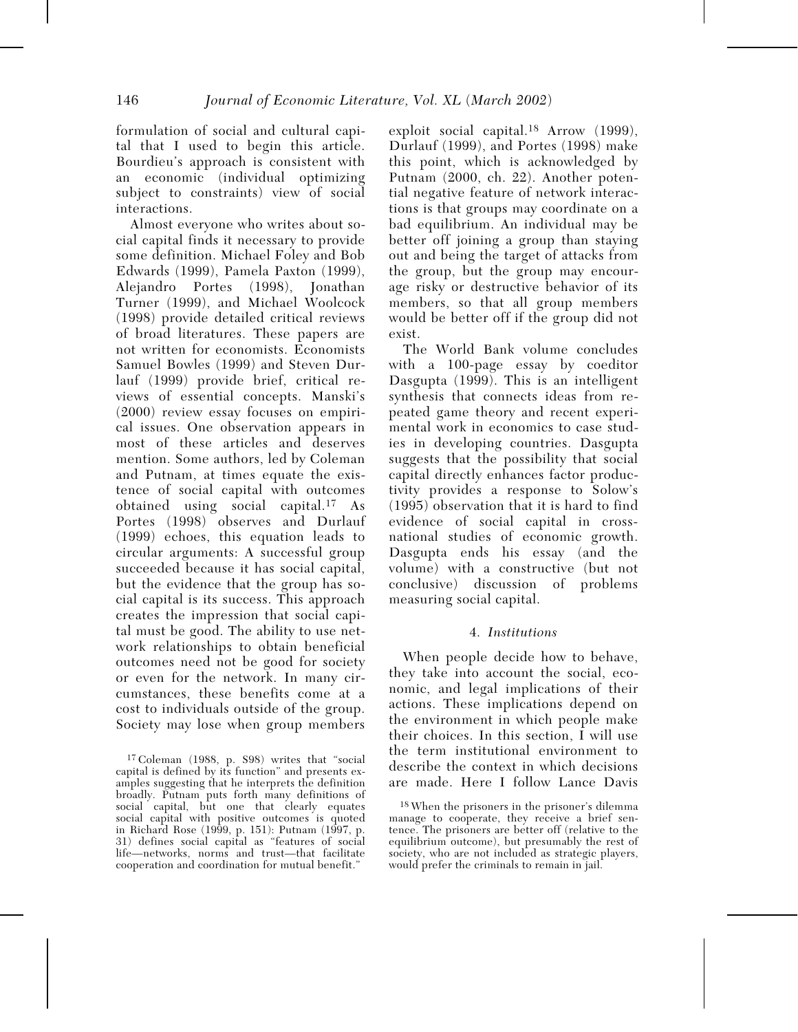formulation of social and cultural capital that I used to begin this article. Bourdieu's approach is consistent with an economic (individual optimizing subject to constraints) view of social interactions.

Almost everyone who writes about social capital finds it necessary to provide some definition. Michael Foley and Bob Edwards (1999), Pamela Paxton (1999), Alejandro Portes (1998), Jonathan Turner (1999), and Michael Woolcock (1998) provide detailed critical reviews of broad literatures. These papers are not written for economists. Economists Samuel Bowles (1999) and Steven Durlauf (1999) provide brief, critical reviews of essential concepts. Manski's (2000) review essay focuses on empirical issues. One observation appears in most of these articles and deserves mention. Some authors, led by Coleman and Putnam, at times equate the existence of social capital with outcomes obtained using social capital.[17] As Portes (1998) observes and Durlauf (1999) echoes, this equation leads to circular arguments: A successful group succeeded because it has social capital, but the evidence that the group has social capital is its success. This approach creates the impression that social capital must be good. The ability to use network relationships to obtain beneficial outcomes need not be good for society or even for the network. In many circumstances, these benefits come at a cost to individuals outside of the group. Society may lose when group members exploit social capital.[18] Arrow (1999), Durlauf (1999), and Portes (1998) make this point, which is acknowledged by Putnam (2000, ch. 22). Another potential negative feature of network interactions is that groups may coordinate on a bad equilibrium. An individual may be better off joining a group than staying out and being the target of attacks from the group, but the group may encourage risky or destructive behavior of its members, so that all group members would be better off if the group did not exist.

The World Bank volume concludes with a 100-page essay by coeditor Dasgupta (1999). This is an intelligent synthesis that connects ideas from repeated game theory and recent experimental work in economics to case studies in developing countries. Dasgupta suggests that the possibility that social capital directly enhances factor productivity provides a response to Solow's (1995) observation that it is hard to find evidence of social capital in cross-national studies of economic growth. Dasgupta ends his essay (and the volume) with a constructive (but not conclusive) discussion of problems measuring social capital.

## 4. *Institutions*

When people decide how to behave, they take into account the social, economic, and legal implications of their actions. These implications depend on the environment in which people make their choices. In this section, I will use the term institutional environment to describe the context in which decisions are made. Here I follow Lance Davis

[17] Coleman (1988, p. S98) writes that "social capital is defined by its function" and presents examples suggesting that he interprets the definition broadly. Putnam puts forth many definitions of social capital, but one that clearly equates social capital with positive outcomes is quoted in Richard Rose (1999, p. 151): Putnam (1997, p. 31) defines social capital as "features of social life—networks, norms and trust—that facilitate cooperation and coordination for mutual benefit."

[18] When the prisoners in the prisoner's dilemma manage to cooperate, they receive a brief sentence. The prisoners are better off (relative to the equilibrium outcome), but presumably the rest of society, who are not included as strategic players, would prefer the criminals to remain in jail.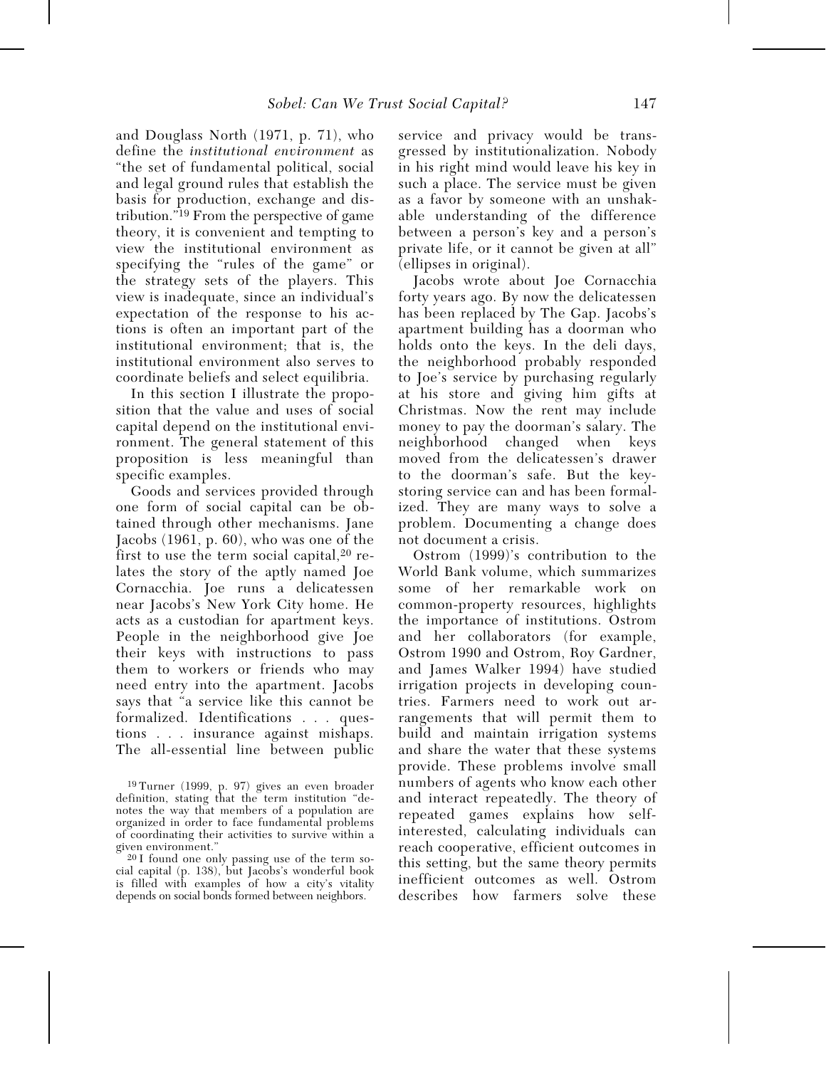and Douglass North (1971, p. 71), who define the *institutional environment* as "the set of fundamental political, social and legal ground rules that establish the basis for production, exchange and distribution."[19] From the perspective of game theory, it is convenient and tempting to view the institutional environment as specifying the "rules of the game" or the strategy sets of the players. This view is inadequate, since an individual's expectation of the response to his actions is often an important part of the institutional environment; that is, the institutional environment also serves to coordinate beliefs and select equilibria.

In this section I illustrate the proposition that the value and uses of social capital depend on the institutional environment. The general statement of this proposition is less meaningful than specific examples.

Goods and services provided through one form of social capital can be obtained through other mechanisms. Jane Jacobs (1961, p. 60), who was one of the first to use the term social capital,[20] relates the story of the aptly named Joe Cornacchia. Joe runs a delicatessen near Jacobs's New York City home. He acts as a custodian for apartment keys. People in the neighborhood give Joe their keys with instructions to pass them to workers or friends who may need entry into the apartment. Jacobs says that "a service like this cannot be formalized. Identifications . . . questions . . . insurance against mishaps. The all-essential line between public service and privacy would be transgressed by institutionalization. Nobody in his right mind would leave his key in such a place. The service must be given as a favor by someone with an unshakable understanding of the difference between a person's key and a person's private life, or it cannot be given at all" (ellipses in original).

Jacobs wrote about Joe Cornacchia forty years ago. By now the delicatessen has been replaced by The Gap. Jacobs's apartment building has a doorman who holds onto the keys. In the deli days, the neighborhood probably responded to Joe's service by purchasing regularly at his store and giving him gifts at Christmas. Now the rent may include money to pay the doorman's salary. The neighborhood changed when keys moved from the delicatessen's drawer to the doorman's safe. But the key-storing service can and has been formalized. They are many ways to solve a problem. Documenting a change does not document a crisis.

Ostrom (1999)'s contribution to the World Bank volume, which summarizes some of her remarkable work on common-property resources, highlights the importance of institutions. Ostrom and her collaborators (for example, Ostrom 1990 and Ostrom, Roy Gardner, and James Walker 1994) have studied irrigation projects in developing countries. Farmers need to work out arrangements that will permit them to build and maintain irrigation systems and share the water that these systems provide. These problems involve small numbers of agents who know each other and interact repeatedly. The theory of repeated games explains how self-interested, calculating individuals can reach cooperative, efficient outcomes in this setting, but the same theory permits inefficient outcomes as well. Ostrom describes how farmers solve these

[19] Turner (1999, p. 97) gives an even broader definition, stating that the term institution "denotes the way that members of a population are organized in order to face fundamental problems of coordinating their activities to survive within a given environment."

[20] I found one only passing use of the term social capital (p. 138), but Jacobs's wonderful book is filled with examples of how a city's vitality depends on social bonds formed between neighbors.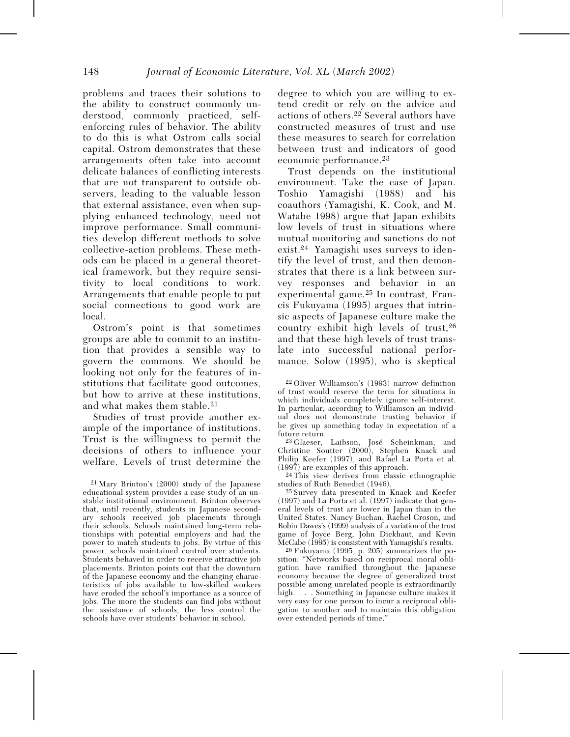problems and traces their solutions to the ability to construct commonly understood, commonly practiced, self-enforcing rules of behavior. The ability to do this is what Ostrom calls social capital. Ostrom demonstrates that these arrangements often take into account delicate balances of conflicting interests that are not transparent to outside observers, leading to the valuable lesson that external assistance, even when supplying enhanced technology, need not improve performance. Small communities develop different methods to solve collective-action problems. These methods can be placed in a general theoretical framework, but they require sensitivity to local conditions to work. Arrangements that enable people to put social connections to good work are local.

Ostrom's point is that sometimes groups are able to commit to an institution that provides a sensible way to govern the commons. We should be looking not only for the features of institutions that facilitate good outcomes, but how to arrive at these institutions, and what makes them stable.[21]

Studies of trust provide another example of the importance of institutions. Trust is the willingness to permit the decisions of others to influence your welfare. Levels of trust determine the degree to which you are willing to extend credit or rely on the advice and actions of others.[22] Several authors have constructed measures of trust and use these measures to search for correlation between trust and indicators of good economic performance.[23]

Trust depends on the institutional environment. Take the case of Japan. Toshio Yamagishi (1988) and his coauthors (Yamagishi, K. Cook, and M. Watabe 1998) argue that Japan exhibits low levels of trust in situations where mutual monitoring and sanctions do not exist.[24] Yamagishi uses surveys to identify the level of trust, and then demonstrates that there is a link between survey responses and behavior in an experimental game.[25] In contrast, Francis Fukuyama (1995) argues that intrinsic aspects of Japanese culture make the country exhibit high levels of trust,[26] and that these high levels of trust translate into successful national performance. Solow (1995), who is skeptical

[21] Mary Brinton's (2000) study of the Japanese educational system provides a case study of an unstable institutional environment. Brinton observes that, until recently, students in Japanese secondary schools received job placements through their schools. Schools maintained long-term relationships with potential employers and had the power to match students to jobs. By virtue of this power, schools maintained control over students. Students behaved in order to receive attractive job placements. Brinton points out that the downturn of the Japanese economy and the changing characteristics of jobs available to low-skilled workers have eroded the school's importance as a source of jobs. The more the students can find jobs without the assistance of schools, the less control the schools have over students' behavior in school.

[22] Oliver Williamson's (1993) narrow definition of trust would reserve the term for situations in which individuals completely ignore self-interest. In particular, according to Williamson an individual does not demonstrate trusting behavior if he gives up something today in expectation of a future return.

[23] Glaeser, Laibson, José Scheinkman, and Christine Soutter (2000), Stephen Knack and Philip Keefer (1997), and Rafael La Porta et al. (1997) are examples of this approach.

[24] This view derives from classic ethnographic studies of Ruth Benedict (1946).

[25] Survey data presented in Knack and Keefer (1997) and La Porta et al. (1997) indicate that general levels of trust are lower in Japan than in the United States. Nancy Buchan, Rachel Croson, and Robin Dawes's (1999) analysis of a variation of the trust game of Joyce Berg, John Dickhaut, and Kevin McCabe (1995) is consistent with Yamagishi's results.

[26] Fukuyama (1995, p. 205) summarizes the position: "Networks based on reciprocal moral obligation have ramified throughout the Japanese economy because the degree of generalized trust possible among unrelated people is extraordinarily high. . . . Something in Japanese culture makes it very easy for one person to incur a reciprocal obligation to another and to maintain this obligation over extended periods of time."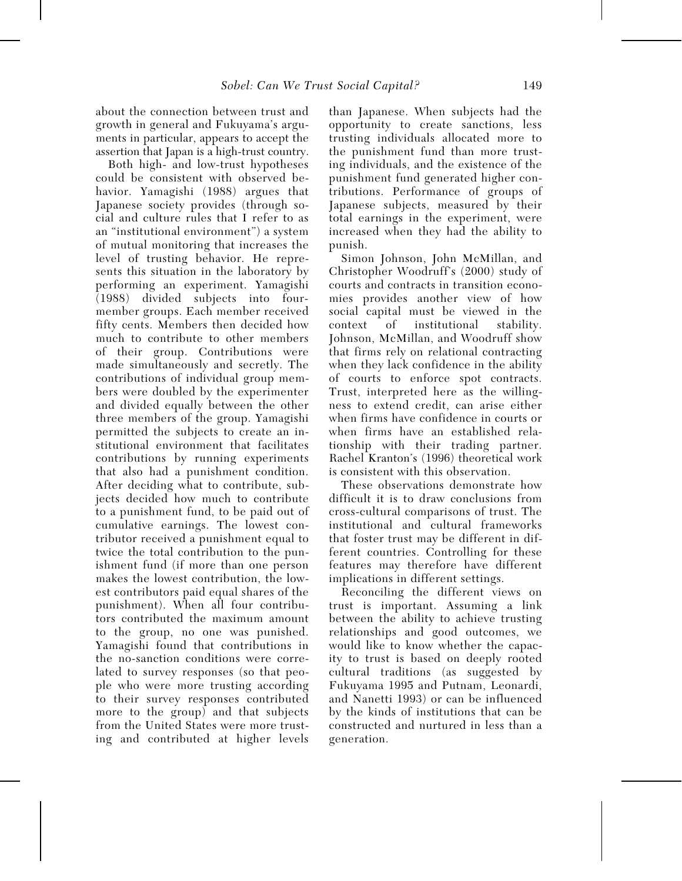about the connection between trust and growth in general and Fukuyama's arguments in particular, appears to accept the assertion that Japan is a high-trust country.

Both high- and low-trust hypotheses could be consistent with observed behavior. Yamagishi (1988) argues that Japanese society provides (through social and culture rules that I refer to as an "institutional environment") a system of mutual monitoring that increases the level of trusting behavior. He represents this situation in the laboratory by performing an experiment. Yamagishi (1988) divided subjects into four-member groups. Each member received fifty cents. Members then decided how much to contribute to other members of their group. Contributions were made simultaneously and secretly. The contributions of individual group members were doubled by the experimenter and divided equally between the other three members of the group. Yamagishi permitted the subjects to create an institutional environment that facilitates contributions by running experiments that also had a punishment condition. After deciding what to contribute, subjects decided how much to contribute to a punishment fund, to be paid out of cumulative earnings. The lowest contributor received a punishment equal to twice the total contribution to the punishment fund (if more than one person makes the lowest contribution, the lowest contributors paid equal shares of the punishment). When all four contributors contributed the maximum amount to the group, no one was punished. Yamagishi found that contributions in the no-sanction conditions were correlated to survey responses (so that people who were more trusting according to their survey responses contributed more to the group) and that subjects from the United States were more trusting and contributed at higher levels than Japanese. When subjects had the opportunity to create sanctions, less trusting individuals allocated more to the punishment fund than more trusting individuals, and the existence of the punishment fund generated higher contributions. Performance of groups of Japanese subjects, measured by their total earnings in the experiment, were increased when they had the ability to punish.

Simon Johnson, John McMillan, and Christopher Woodruff's (2000) study of courts and contracts in transition economies provides another view of how social capital must be viewed in the context of institutional stability. Johnson, McMillan, and Woodruff show that firms rely on relational contracting when they lack confidence in the ability of courts to enforce spot contracts. Trust, interpreted here as the willingness to extend credit, can arise either when firms have confidence in courts or when firms have an established relationship with their trading partner. Rachel Kranton's (1996) theoretical work is consistent with this observation.

These observations demonstrate how difficult it is to draw conclusions from cross-cultural comparisons of trust. The institutional and cultural frameworks that foster trust may be different in different countries. Controlling for these features may therefore have different implications in different settings.

Reconciling the different views on trust is important. Assuming a link between the ability to achieve trusting relationships and good outcomes, we would like to know whether the capacity to trust is based on deeply rooted cultural traditions (as suggested by Fukuyama 1995 and Putnam, Leonardi, and Nanetti 1993) or can be influenced by the kinds of institutions that can be constructed and nurtured in less than a generation.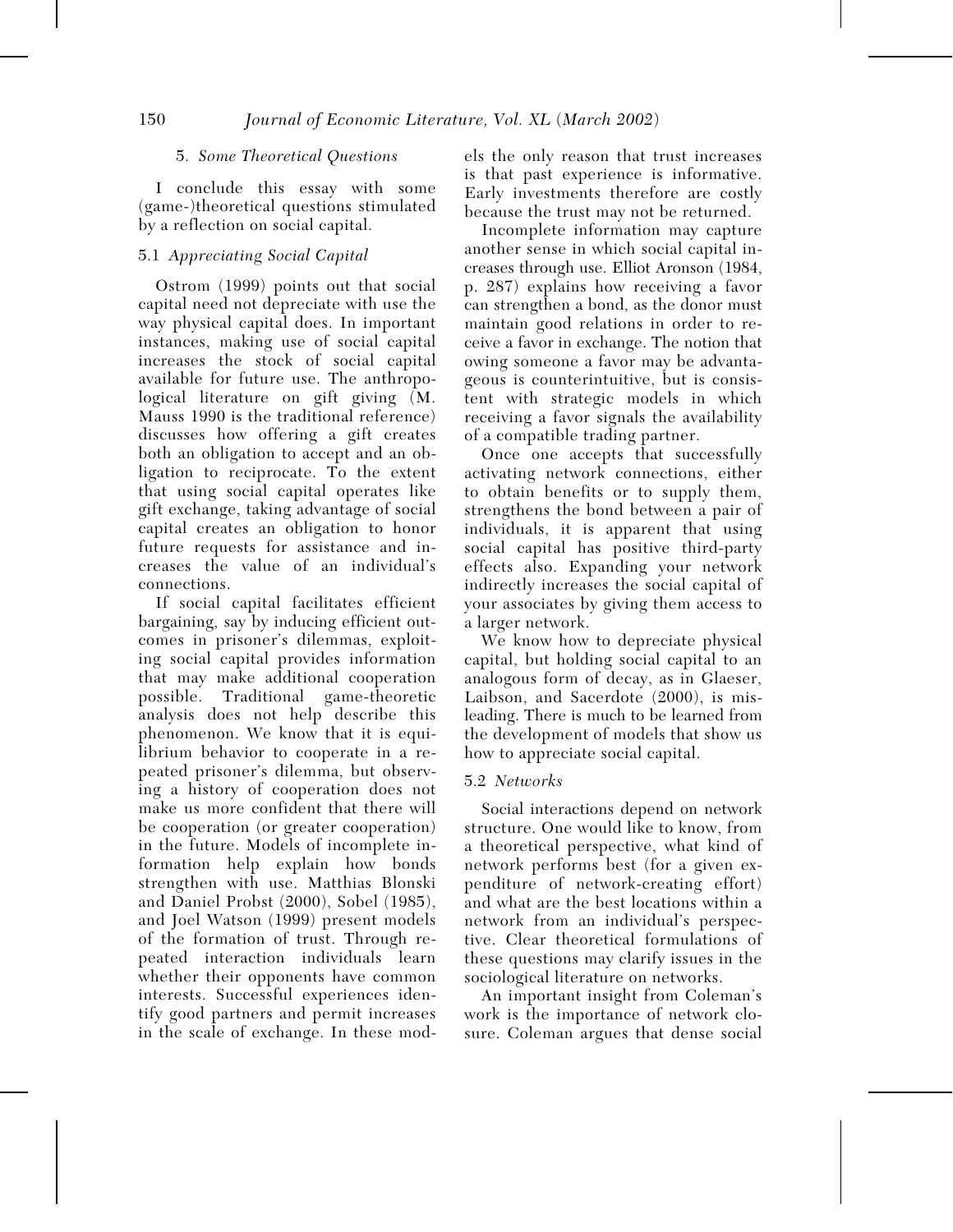## 5. *Some Theoretical Questions*

I conclude this essay with some (game-)theoretical questions stimulated by a reflection on social capital.

### 5.1 *Appreciating Social Capital*

Ostrom (1999) points out that social capital need not depreciate with use the way physical capital does. In important instances, making use of social capital increases the stock of social capital available for future use. The anthropological literature on gift giving (M. Mauss 1990 is the traditional reference) discusses how offering a gift creates both an obligation to accept and an obligation to reciprocate. To the extent that using social capital operates like gift exchange, taking advantage of social capital creates an obligation to honor future requests for assistance and increases the value of an individual's connections.

If social capital facilitates efficient bargaining, say by inducing efficient outcomes in prisoner's dilemmas, exploiting social capital provides information that may make additional cooperation possible. Traditional game-theoretic analysis does not help describe this phenomenon. We know that it is equilibrium behavior to cooperate in a repeated prisoner's dilemma, but observing a history of cooperation does not make us more confident that there will be cooperation (or greater cooperation) in the future. Models of incomplete information help explain how bonds strengthen with use. Matthias Blonski and Daniel Probst (2000), Sobel (1985), and Joel Watson (1999) present models of the formation of trust. Through repeated interaction individuals learn whether their opponents have common interests. Successful experiences identify good partners and permit increases in the scale of exchange. In these models the only reason that trust increases is that past experience is informative. Early investments therefore are costly because the trust may not be returned.

Incomplete information may capture another sense in which social capital increases through use. Elliot Aronson (1984, p. 287) explains how receiving a favor can strengthen a bond, as the donor must maintain good relations in order to receive a favor in exchange. The notion that owing someone a favor may be advantageous is counterintuitive, but is consistent with strategic models in which receiving a favor signals the availability of a compatible trading partner.

Once one accepts that successfully activating network connections, either to obtain benefits or to supply them, strengthens the bond between a pair of individuals, it is apparent that using social capital has positive third-party effects also. Expanding your network indirectly increases the social capital of your associates by giving them access to a larger network.

We know how to depreciate physical capital, but holding social capital to an analogous form of decay, as in Glaeser, Laibson, and Sacerdote (2000), is misleading. There is much to be learned from the development of models that show us how to appreciate social capital.

### 5.2 *Networks*

Social interactions depend on network structure. One would like to know, from a theoretical perspective, what kind of network performs best (for a given expenditure of network-creating effort) and what are the best locations within a network from an individual's perspective. Clear theoretical formulations of these questions may clarify issues in the sociological literature on networks.

An important insight from Coleman's work is the importance of network closure. Coleman argues that dense social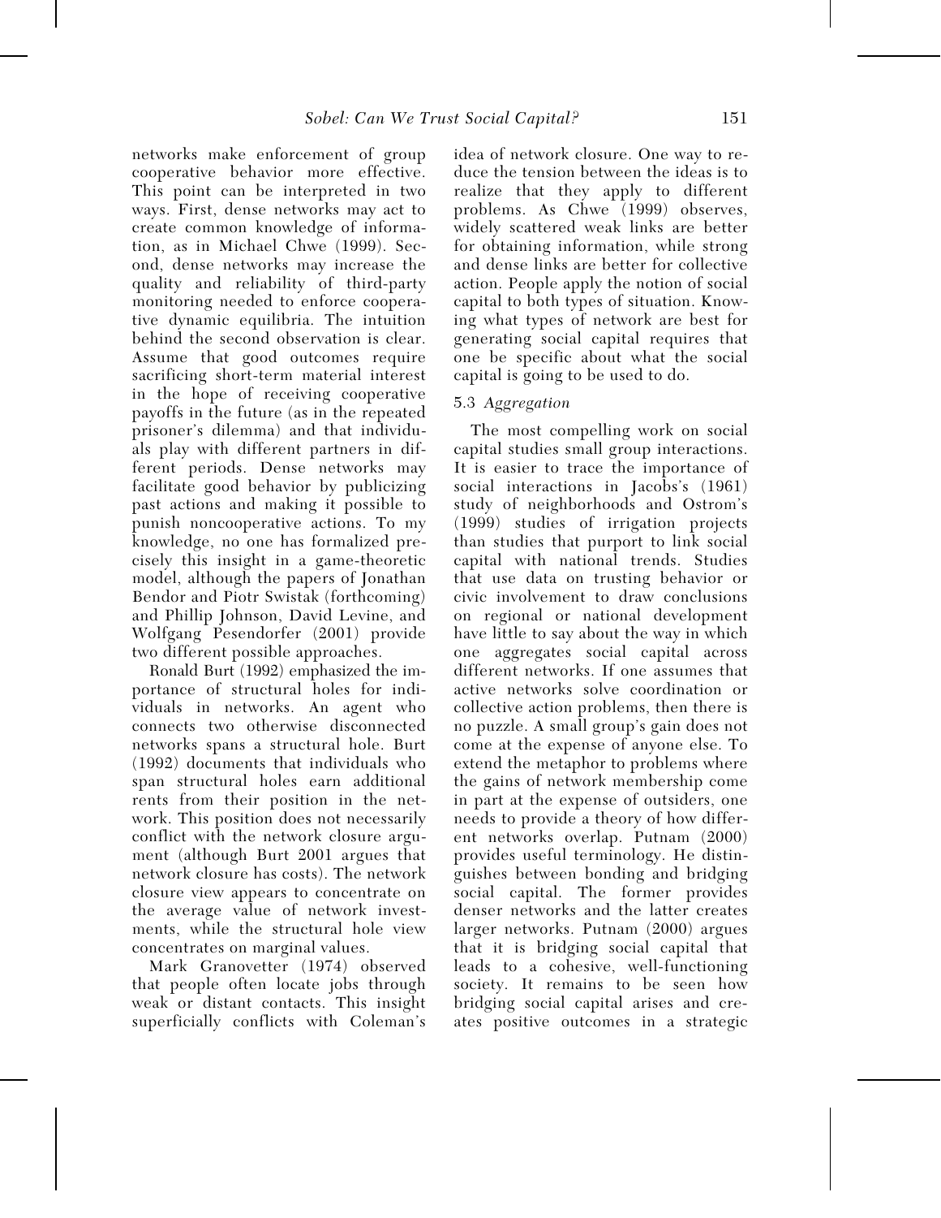networks make enforcement of group cooperative behavior more effective. This point can be interpreted in two ways. First, dense networks may act to create common knowledge of information, as in Michael Chwe (1999). Second, dense networks may increase the quality and reliability of third-party monitoring needed to enforce cooperative dynamic equilibria. The intuition behind the second observation is clear. Assume that good outcomes require sacrificing short-term material interest in the hope of receiving cooperative payoffs in the future (as in the repeated prisoner's dilemma) and that individuals play with different partners in different periods. Dense networks may facilitate good behavior by publicizing past actions and making it possible to punish noncooperative actions. To my knowledge, no one has formalized precisely this insight in a game-theoretic model, although the papers of Jonathan Bendor and Piotr Swistak (forthcoming) and Phillip Johnson, David Levine, and Wolfgang Pesendorfer (2001) provide two different possible approaches.

Ronald Burt (1992) emphasized the importance of structural holes for individuals in networks. An agent who connects two otherwise disconnected networks spans a structural hole. Burt (1992) documents that individuals who span structural holes earn additional rents from their position in the network. This position does not necessarily conflict with the network closure argument (although Burt 2001 argues that network closure has costs). The network closure view appears to concentrate on the average value of network investments, while the structural hole view concentrates on marginal values.

Mark Granovetter (1974) observed that people often locate jobs through weak or distant contacts. This insight superficially conflicts with Coleman's idea of network closure. One way to reduce the tension between the ideas is to realize that they apply to different problems. As Chwe (1999) observes, widely scattered weak links are better for obtaining information, while strong and dense links are better for collective action. People apply the notion of social capital to both types of situation. Knowing what types of network are best for generating social capital requires that one be specific about what the social capital is going to be used to do.

### 5.3 *Aggregation*

The most compelling work on social capital studies small group interactions. It is easier to trace the importance of social interactions in Jacobs's (1961) study of neighborhoods and Ostrom's (1999) studies of irrigation projects than studies that purport to link social capital with national trends. Studies that use data on trusting behavior or civic involvement to draw conclusions on regional or national development have little to say about the way in which one aggregates social capital across different networks. If one assumes that active networks solve coordination or collective action problems, then there is no puzzle. A small group's gain does not come at the expense of anyone else. To extend the metaphor to problems where the gains of network membership come in part at the expense of outsiders, one needs to provide a theory of how different networks overlap. Putnam (2000) provides useful terminology. He distinguishes between bonding and bridging social capital. The former provides denser networks and the latter creates larger networks. Putnam (2000) argues that it is bridging social capital that leads to a cohesive, well-functioning society. It remains to be seen how bridging social capital arises and creates positive outcomes in a strategic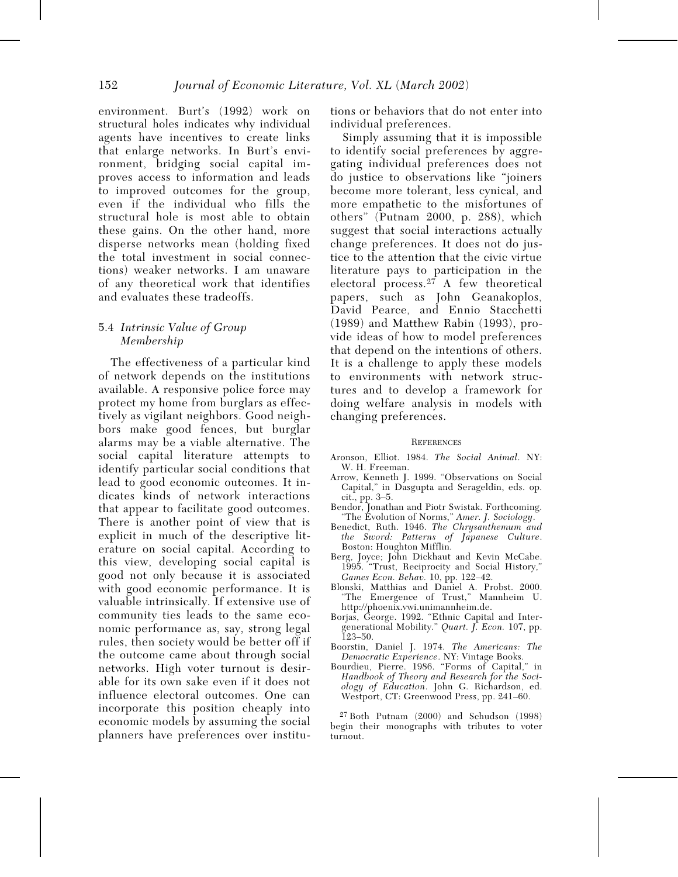environment. Burt's (1992) work on structural holes indicates why individual agents have incentives to create links that enlarge networks. In Burt's environment, bridging social capital improves access to information and leads to improved outcomes for the group, even if the individual who fills the structural hole is most able to obtain these gains. On the other hand, more disperse networks mean (holding fixed the total investment in social connections) weaker networks. I am unaware of any theoretical work that identifies and evaluates these tradeoffs.

### 5.4 *Intrinsic Value of Group Membership*

The effectiveness of a particular kind of network depends on the institutions available. A responsive police force may protect my home from burglars as effectively as vigilant neighbors. Good neighbors make good fences, but burglar alarms may be a viable alternative. The social capital literature attempts to identify particular social conditions that lead to good economic outcomes. It indicates kinds of network interactions that appear to facilitate good outcomes. There is another point of view that is explicit in much of the descriptive literature on social capital. According to this view, developing social capital is good not only because it is associated with good economic performance. It is valuable intrinsically. If extensive use of community ties leads to the same economic performance as, say, strong legal rules, then society would be better off if the outcome came about through social networks. High voter turnout is desirable for its own sake even if it does not influence electoral outcomes. One can incorporate this position cheaply into economic models by assuming the social planners have preferences over institutions or behaviors that do not enter into individual preferences.

Simply assuming that it is impossible to identify social preferences by aggregating individual preferences does not do justice to observations like "joiners become more tolerant, less cynical, and more empathetic to the misfortunes of others" (Putnam 2000, p. 288), which suggest that social interactions actually change preferences. It does not do justice to the attention that the civic virtue literature pays to participation in the electoral process.[27] A few theoretical papers, such as John Geanakoplos, David Pearce, and Ennio Stacchetti (1989) and Matthew Rabin (1993), provide ideas of how to model preferences that depend on the intentions of others. It is a challenge to apply these models to environments with network structures and to develop a framework for doing welfare analysis in models with changing preferences.

## References

Aronson, Elliot. 1984. *The Social Animal*. NY: W. H. Freeman.

Arrow, Kenneth J. 1999. "Observations on Social Capital," in Dasgupta and Serageldin, eds. op. cit., pp. 3–5.

Bendor, Jonathan and Piotr Swistak. Forthcoming. "The Evolution of Norms," *Amer. J. Sociology*.

Benedict, Ruth. 1946. *The Chrysanthemum and the Sword: Patterns of Japanese Culture*. Boston: Houghton Mifflin.

Berg, Joyce; John Dickhaut and Kevin McCabe. 1995. "Trust, Reciprocity and Social History," *Games Econ. Behav.* 10, pp. 122–42.

Blonski, Matthias and Daniel A. Probst. 2000. "The Emergence of Trust," Mannheim U. http://phoenix.vwi.unimannheim.de.

Borjas, George. 1992. "Ethnic Capital and Intergenerational Mobility." *Quart. J. Econ.* 107, pp. 123–50.

Boorstin, Daniel J. 1974. *The Americans: The Democratic Experience*. NY: Vintage Books.

Bourdieu, Pierre. 1986. "Forms of Capital," in *Handbook of Theory and Research for the Sociology of Education*. John G. Richardson, ed. Westport, CT: Greenwood Press, pp. 241–60.

[27] Both Putnam (2000) and Schudson (1998) begin their monographs with tributes to voter turnout.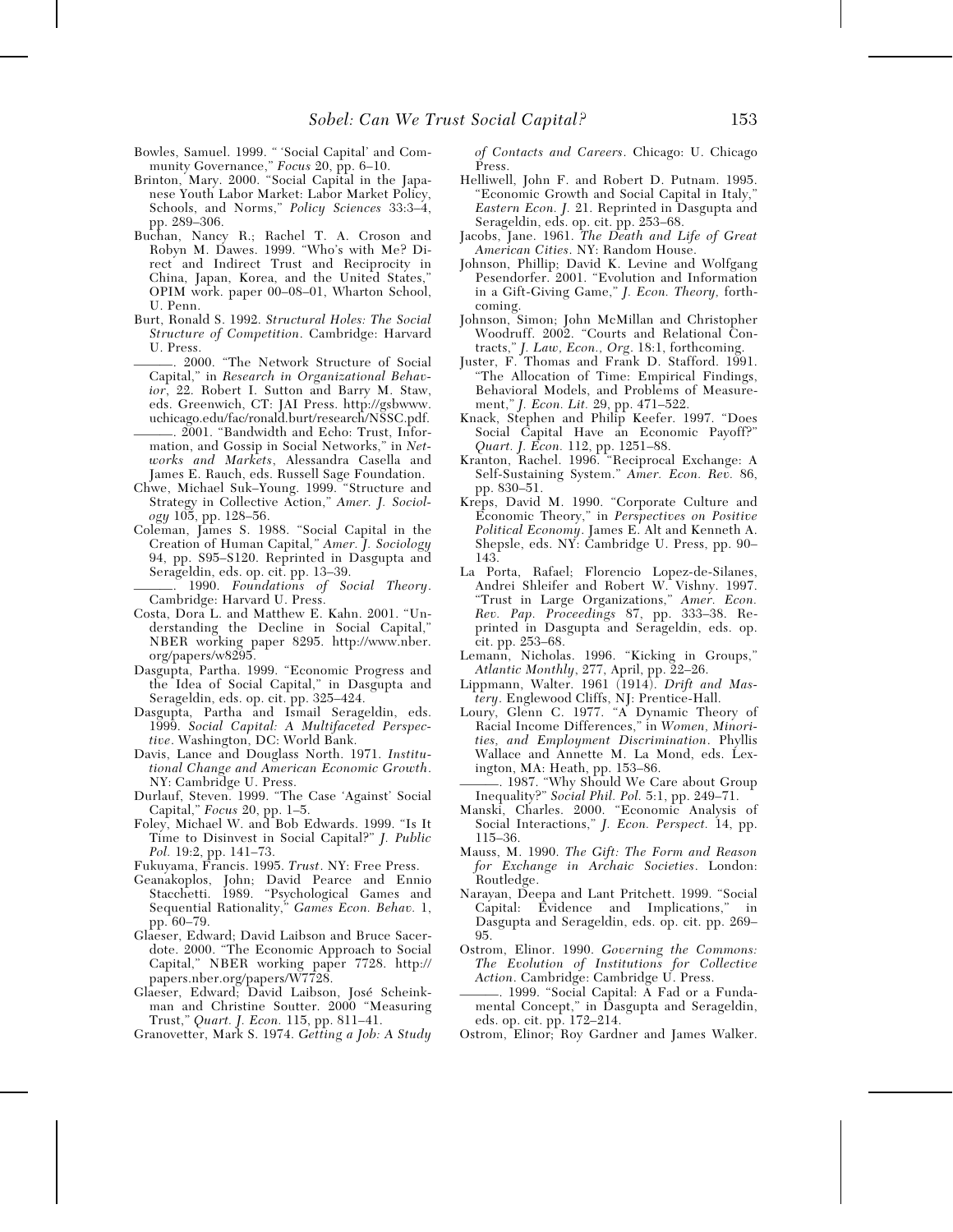Bowles, Samuel. 1999. "'Social Capital' and Community Governance," *Focus* 20, pp. 6–10.

Brinton, Mary. 2000. "Social Capital in the Japanese Youth Labor Market: Labor Market Policy, Schools, and Norms," *Policy Sciences* 33:3–4, pp. 289–306.

Buchan, Nancy R.; Rachel T. A. Croson and Robyn M. Dawes. 1999. "Who's with Me? Direct and Indirect Trust and Reciprocity in China, Japan, Korea, and the United States," OPIM work. paper 00–08–01, Wharton School, U. Penn.

Burt, Ronald S. 1992. *Structural Holes: The Social Structure of Competition*. Cambridge: Harvard U. Press.

———. 2000. "The Network Structure of Social Capital," in *Research in Organizational Behavior*, 22. Robert I. Sutton and Barry M. Staw, eds. Greenwich, CT: JAI Press. http://gsbwww.uchicago.edu/fac/ronald.burt/research/NSSC.pdf.

———. 2001. "Bandwidth and Echo: Trust, Information, and Gossip in Social Networks," in *Networks and Markets*, Alessandra Casella and James E. Rauch, eds. Russell Sage Foundation.

Chwe, Michael Suk–Young. 1999. "Structure and Strategy in Collective Action," *Amer. J. Sociology* 105, pp. 128–56.

Coleman, James S. 1988. "Social Capital in the Creation of Human Capital," *Amer. J. Sociology* 94, pp. S95–S120. Reprinted in Dasgupta and Serageldin, eds. op. cit. pp. 13–39.

———. 1990. *Foundations of Social Theory*. Cambridge: Harvard U. Press.

Costa, Dora L. and Matthew E. Kahn. 2001. "Understanding the Decline in Social Capital," NBER working paper 8295. http://www.nber.org/papers/w8295.

Dasgupta, Partha. 1999. "Economic Progress and the Idea of Social Capital," in Dasgupta and Serageldin, eds. op. cit. pp. 325–424.

Dasgupta, Partha and Ismail Serageldin, eds. 1999. *Social Capital: A Multifaceted Perspective*. Washington, DC: World Bank.

Davis, Lance and Douglass North. 1971. *Institutional Change and American Economic Growth*. NY: Cambridge U. Press.

Durlauf, Steven. 1999. "The Case 'Against' Social Capital," *Focus* 20, pp. 1–5.

Foley, Michael W. and Bob Edwards. 1999. "Is It Time to Disinvest in Social Capital?" *J. Public Pol.* 19:2, pp. 141–73.

Fukuyama, Francis. 1995. *Trust*. NY: Free Press.

Geanakoplos, John; David Pearce and Ennio Stacchetti. 1989. "Psychological Games and Sequential Rationality," *Games Econ. Behav.* 1, pp. 60–79.

Glaeser, Edward; David Laibson and Bruce Sacerdote. 2000. "The Economic Approach to Social Capital," NBER working paper 7728. http://papers.nber.org/papers/W7728.

Glaeser, Edward; David Laibson, José Scheinkman and Christine Soutter. 2000 "Measuring Trust," *Quart. J. Econ.* 115, pp. 811–41.

Granovetter, Mark S. 1974. *Getting a Job: A Study of Contacts and Careers*. Chicago: U. Chicago Press.

Helliwell, John F. and Robert D. Putnam. 1995. "Economic Growth and Social Capital in Italy," *Eastern Econ. J.* 21. Reprinted in Dasgupta and Serageldin, eds. op. cit. pp. 253–68.

Jacobs, Jane. 1961. *The Death and Life of Great American Cities*. NY: Random House.

Johnson, Phillip; David K. Levine and Wolfgang Pesendorfer. 2001. "Evolution and Information in a Gift-Giving Game," *J. Econ. Theory*, forthcoming.

Johnson, Simon; John McMillan and Christopher Woodruff. 2002. "Courts and Relational Contracts," *J. Law, Econ., Org*. 18:1, forthcoming.

Juster, F. Thomas and Frank D. Stafford. 1991. "The Allocation of Time: Empirical Findings, Behavioral Models, and Problems of Measurement," *J. Econ. Lit.* 29, pp. 471–522.

Knack, Stephen and Philip Keefer. 1997. "Does Social Capital Have an Economic Payoff?" *Quart. J. Econ.* 112, pp. 1251–88.

Kranton, Rachel. 1996. "Reciprocal Exchange: A Self-Sustaining System." *Amer. Econ. Rev.* 86, pp. 830–51.

Kreps, David M. 1990. "Corporate Culture and Economic Theory," in *Perspectives on Positive Political Economy*. James E. Alt and Kenneth A. Shepsle, eds. NY: Cambridge U. Press, pp. 90–143.

La Porta, Rafael; Florencio Lopez-de-Silanes, Andrei Shleifer and Robert W. Vishny. 1997. "Trust in Large Organizations," *Amer. Econ. Rev. Pap. Proceedings* 87, pp. 333–38. Reprinted in Dasgupta and Serageldin, eds. op. cit. pp. 253–68.

Lemann, Nicholas. 1996. "Kicking in Groups," *Atlantic Monthly*, 277, April, pp. 22–26.

Lippmann, Walter. 1961 (1914). *Drift and Mastery*. Englewood Cliffs, NJ: Prentice-Hall.

Loury, Glenn C. 1977. "A Dynamic Theory of Racial Income Differences," in *Women, Minorities, and Employment Discrimination*. Phyllis Wallace and Annette M. La Mond, eds. Lexington, MA: Heath, pp. 153–86.

———. 1987. "Why Should We Care about Group Inequality?" *Social Phil. Pol.* 5:1, pp. 249–71.

Manski, Charles. 2000. "Economic Analysis of Social Interactions," *J. Econ. Perspect.* 14, pp. 115–36.

Mauss, M. 1990. *The Gift: The Form and Reason for Exchange in Archaic Societies*. London: Routledge.

Narayan, Deepa and Lant Pritchett. 1999. "Social Capital: Evidence and Implications," in Dasgupta and Serageldin, eds. op. cit. pp. 269–95.

Ostrom, Elinor. 1990. *Governing the Commons: The Evolution of Institutions for Collective Action*. Cambridge: Cambridge U. Press.

———. 1999. "Social Capital: A Fad or a Fundamental Concept," in Dasgupta and Serageldin, eds. op. cit. pp. 172–214.

Ostrom, Elinor; Roy Gardner and James Walker.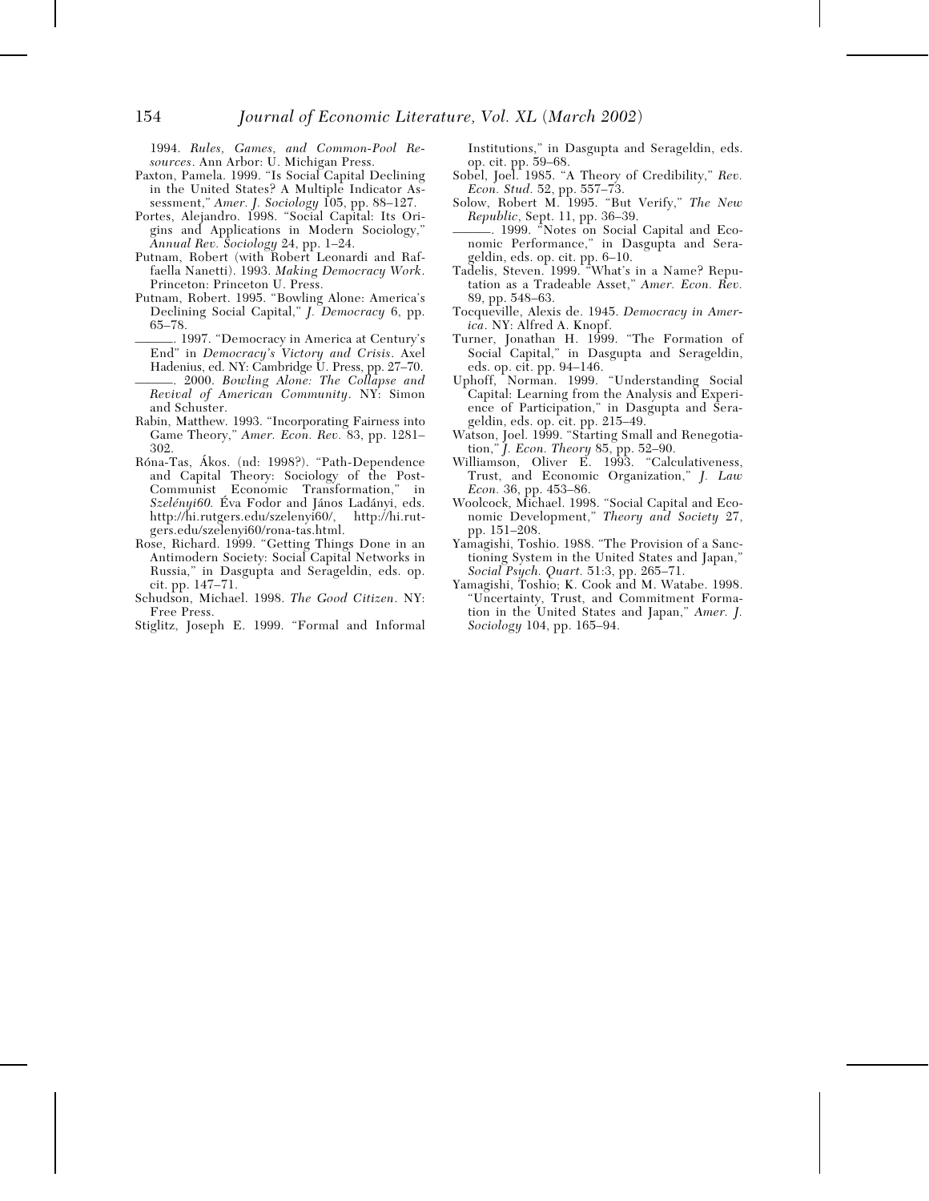1994. *Rules, Games, and Common-Pool Resources*. Ann Arbor: U. Michigan Press.

Paxton, Pamela. 1999. "Is Social Capital Declining in the United States? A Multiple Indicator Assessment," *Amer. J. Sociology* 105, pp. 88–127.

Portes, Alejandro. 1998. "Social Capital: Its Origins and Applications in Modern Sociology," *Annual Rev. Sociology* 24, pp. 1–24.

Putnam, Robert (with Robert Leonardi and Raffaella Nanetti). 1993. *Making Democracy Work*. Princeton: Princeton U. Press.

Putnam, Robert. 1995. "Bowling Alone: America's Declining Social Capital," *J. Democracy* 6, pp. 65–78.

———. 1997. "Democracy in America at Century's End" in *Democracy's Victory and Crisis*. Axel Hadenius, ed. NY: Cambridge U. Press, pp. 27–70.

———. 2000. *Bowling Alone: The Collapse and Revival of American Community*. NY: Simon and Schuster.

Rabin, Matthew. 1993. "Incorporating Fairness into Game Theory," *Amer. Econ. Rev.* 83, pp. 1281–302.

Róna-Tas, Ákos. (nd: 1998?). "Path-Dependence and Capital Theory: Sociology of the Post-Communist Economic Transformation," in *Szelényi60.* Éva Fodor and János Ladányi, eds. http://hi.rutgers.edu/szelenyi60/, http://hi.rutgers.edu/szelenyi60/rona-tas.html.

Rose, Richard. 1999. "Getting Things Done in an Antimodern Society: Social Capital Networks in Russia," in Dasgupta and Serageldin, eds. op. cit. pp. 147–71.

Schudson, Michael. 1998. *The Good Citizen*. NY: Free Press.

Stiglitz, Joseph E. 1999. "Formal and Informal Institutions," in Dasgupta and Serageldin, eds. op. cit. pp. 59–68.

Sobel, Joel. 1985. "A Theory of Credibility," *Rev. Econ. Stud.* 52, pp. 557–73.

Solow, Robert M. 1995. "But Verify," *The New Republic*, Sept. 11, pp. 36–39.

———. 1999. "Notes on Social Capital and Economic Performance," in Dasgupta and Serageldin, eds. op. cit. pp. 6–10.

Tadelis, Steven. 1999. "What's in a Name? Reputation as a Tradeable Asset," *Amer. Econ. Rev.* 89, pp. 548–63.

Tocqueville, Alexis de. 1945. *Democracy in America*. NY: Alfred A. Knopf.

Turner, Jonathan H. 1999. "The Formation of Social Capital," in Dasgupta and Serageldin, eds. op. cit. pp. 94–146.

Uphoff, Norman. 1999. "Understanding Social Capital: Learning from the Analysis and Experience of Participation," in Dasgupta and Serageldin, eds. op. cit. pp. 215–49.

Watson, Joel. 1999. "Starting Small and Renegotiation," *J. Econ. Theory* 85, pp. 52–90.

Williamson, Oliver E. 1993. "Calculativeness, Trust, and Economic Organization," *J. Law Econ.* 36, pp. 453–86.

Woolcock, Michael. 1998. "Social Capital and Economic Development," *Theory and Society* 27, pp. 151–208.

Yamagishi, Toshio. 1988. "The Provision of a Sanctioning System in the United States and Japan," *Social Psych. Quart.* 51:3, pp. 265–71.

Yamagishi, Toshio; K. Cook and M. Watabe. 1998. "Uncertainty, Trust, and Commitment Formation in the United States and Japan," *Amer. J. Sociology* 104, pp. 165–94.